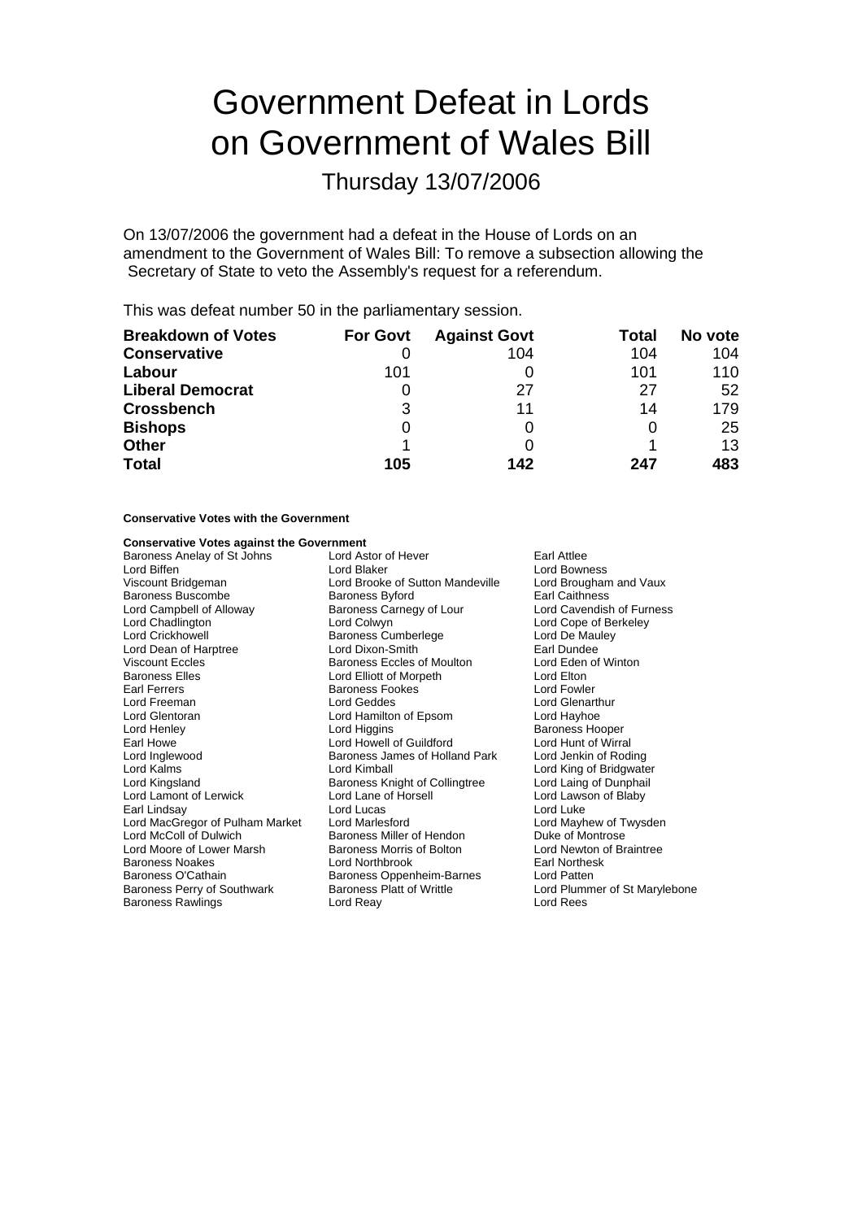# Government Defeat in Lords on Government of Wales Bill

## Thursday 13/07/2006

On 13/07/2006 the government had a defeat in the House of Lords on an amendment to the Government of Wales Bill: To remove a subsection allowing the Secretary of State to veto the Assembly's request for a referendum.

This was defeat number 50 in the parliamentary session.

| Breakdown of Votes | For Govt | Against Govt | Total | No vote |
|---|---|---|---|---|
| **Conservative** | 0 | 104 | 104 | 104 |
| **Labour** | 101 | 0 | 101 | 110 |
| **Liberal Democrat** | 0 | 27 | 27 | 52 |
| **Crossbench** | 3 | 11 | 14 | 179 |
| **Bishops** | 0 | 0 | 0 | 25 |
| **Other** | 1 | 0 | 1 | 13 |
| **Total** | **105** | **142** | **247** | **483** |

**Conservative Votes with the Government**

**Conservative Votes against the Government**

| | | |
|---|---|---|
| Baroness Anelay of St Johns | Lord Astor of Hever | Earl Attlee |
| Lord Biffen | Lord Blaker | Lord Bowness |
| Viscount Bridgeman | Lord Brooke of Sutton Mandeville | Lord Brougham and Vaux |
| Baroness Buscombe | Baroness Byford | Earl Caithness |
| Lord Campbell of Alloway | Baroness Carnegy of Lour | Lord Cavendish of Furness |
| Lord Chadlington | Lord Colwyn | Lord Cope of Berkeley |
| Lord Crickhowell | Baroness Cumberlege | Lord De Mauley |
| Lord Dean of Harptree | Lord Dixon-Smith | Earl Dundee |
| Viscount Eccles | Baroness Eccles of Moulton | Lord Eden of Winton |
| Baroness Elles | Lord Elliott of Morpeth | Lord Elton |
| Earl Ferrers | Baroness Fookes | Lord Fowler |
| Lord Freeman | Lord Geddes | Lord Glenarthur |
| Lord Glentoran | Lord Hamilton of Epsom | Lord Hayhoe |
| Lord Henley | Lord Higgins | Baroness Hooper |
| Earl Howe | Lord Howell of Guildford | Lord Hunt of Wirral |
| Lord Inglewood | Baroness James of Holland Park | Lord Jenkin of Roding |
| Lord Kalms | Lord Kimball | Lord King of Bridgwater |
| Lord Kingsland | Baroness Knight of Collingtree | Lord Laing of Dunphail |
| Lord Lamont of Lerwick | Lord Lane of Horsell | Lord Lawson of Blaby |
| Earl Lindsay | Lord Lucas | Lord Luke |
| Lord MacGregor of Pulham Market | Lord Marlesford | Lord Mayhew of Twysden |
| Lord McColl of Dulwich | Baroness Miller of Hendon | Duke of Montrose |
| Lord Moore of Lower Marsh | Baroness Morris of Bolton | Lord Newton of Braintree |
| Baroness Noakes | Lord Northbrook | Earl Northesk |
| Baroness O'Cathain | Baroness Oppenheim-Barnes | Lord Patten |
| Baroness Perry of Southwark | Baroness Platt of Writtle | Lord Plummer of St Marylebone |
| Baroness Rawlings | Lord Reay | Lord Rees |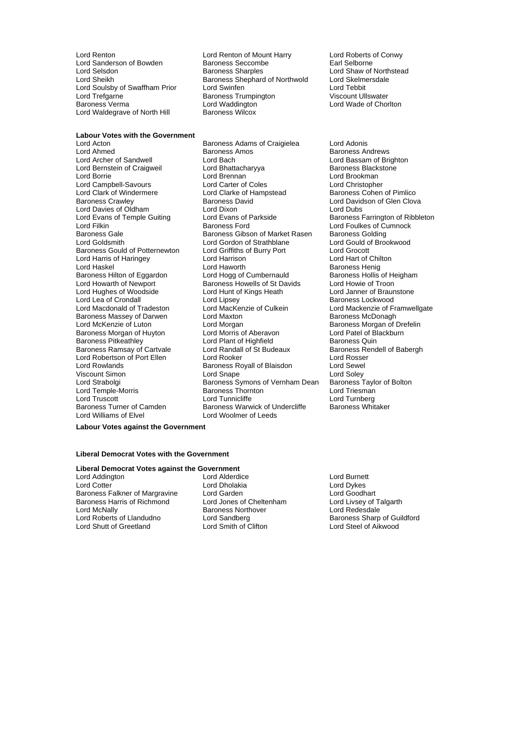Lord Renton
Lord Renton of Mount Harry
Lord Roberts of Conwy
Lord Sanderson of Bowden
Baroness Seccombe
Earl Selborne
Lord Selsdon
Baroness Sharples
Lord Shaw of Northstead
Lord Sheikh
Baroness Shephard of Northwold
Lord Skelmersdale
Lord Soulsby of Swaffham Prior
Lord Swinfen
Lord Tebbit
Lord Trefgarne
Baroness Trumpington
Viscount Ullswater
Baroness Verma
Lord Waddington
Lord Wade of Chorlton
Lord Waldegrave of North Hill
Baroness Wilcox

**Labour Votes with the Government**

Lord Acton
Baroness Adams of Craigielea
Lord Adonis
Lord Ahmed
Baroness Amos
Baroness Andrews
Lord Archer of Sandwell
Lord Bach
Lord Bassam of Brighton
Lord Bernstein of Craigweil
Lord Bhattacharyya
Baroness Blackstone
Lord Borrie
Lord Brennan
Lord Brookman
Lord Campbell-Savours
Lord Carter of Coles
Lord Christopher
Lord Clark of Windermere
Lord Clarke of Hampstead
Baroness Cohen of Pimlico
Baroness Crawley
Baroness David
Lord Davidson of Glen Clova
Lord Davies of Oldham
Lord Dixon
Lord Dubs
Lord Evans of Temple Guiting
Lord Evans of Parkside
Baroness Farrington of Ribbleton
Lord Filkin
Baroness Ford
Lord Foulkes of Cumnock
Baroness Gale
Baroness Gibson of Market Rasen
Baroness Golding
Lord Goldsmith
Lord Gordon of Strathblane
Lord Gould of Brookwood
Baroness Gould of Potternewton
Lord Griffiths of Burry Port
Lord Grocott
Lord Harris of Haringey
Lord Harrison
Lord Hart of Chilton
Lord Haskel
Lord Haworth
Baroness Henig
Baroness Hilton of Eggardon
Lord Hogg of Cumbernauld
Baroness Hollis of Heigham
Lord Howarth of Newport
Baroness Howells of St Davids
Lord Howie of Troon
Lord Hughes of Woodside
Lord Hunt of Kings Heath
Lord Janner of Braunstone
Lord Lea of Crondall
Lord Lipsey
Baroness Lockwood
Lord Macdonald of Tradeston
Lord MacKenzie of Culkein
Lord Mackenzie of Framwellgate
Baroness Massey of Darwen
Lord Maxton
Baroness McDonagh
Lord McKenzie of Luton
Lord Morgan
Baroness Morgan of Drefelin
Baroness Morgan of Huyton
Lord Morris of Aberavon
Lord Patel of Blackburn
Baroness Pitkeathley
Lord Plant of Highfield
Baroness Quin
Baroness Ramsay of Cartvale
Lord Randall of St Budeaux
Baroness Rendell of Babergh
Lord Robertson of Port Ellen
Lord Rooker
Lord Rosser
Lord Rowlands
Baroness Royall of Blaisdon
Lord Sewel
Viscount Simon
Lord Snape
Lord Soley
Lord Strabolgi
Baroness Symons of Vernham Dean
Baroness Taylor of Bolton
Lord Temple-Morris
Baroness Thornton
Lord Triesman
Lord Truscott
Lord Tunnicliffe
Lord Turnberg
Baroness Turner of Camden
Baroness Warwick of Undercliffe
Baroness Whitaker
Lord Williams of Elvel
Lord Woolmer of Leeds

**Labour Votes against the Government**

**Liberal Democrat Votes with the Government**

**Liberal Democrat Votes against the Government**

Lord Addington
Lord Alderdice
Lord Burnett
Lord Cotter
Lord Dholakia
Lord Dykes
Baroness Falkner of Margravine
Lord Garden
Lord Goodhart
Baroness Harris of Richmond
Lord Jones of Cheltenham
Lord Livsey of Talgarth
Lord McNally
Baroness Northover
Lord Redesdale
Lord Roberts of Llandudno
Lord Sandberg
Baroness Sharp of Guildford
Lord Shutt of Greetland
Lord Smith of Clifton
Lord Steel of Aikwood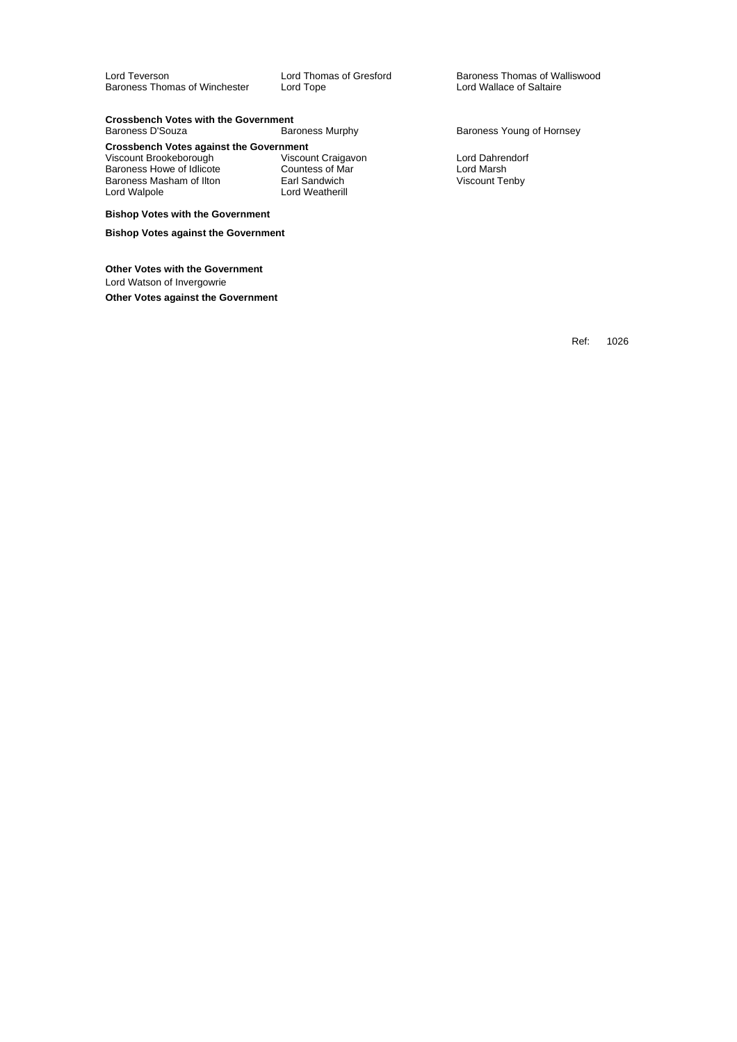Lord Teverson
Baroness Thomas of Winchester
Lord Thomas of Gresford
Lord Tope
Baroness Thomas of Walliswood
Lord Wallace of Saltaire

**Crossbench Votes with the Government**

Baroness D'Souza
Baroness Murphy
Baroness Young of Hornsey

**Crossbench Votes against the Government**

Viscount Brookeborough
Baroness Howe of Idlicote
Baroness Masham of Ilton
Lord Walpole
Viscount Craigavon
Countess of Mar
Earl Sandwich
Lord Weatherill
Lord Dahrendorf
Lord Marsh
Viscount Tenby

**Bishop Votes with the Government**

**Bishop Votes against the Government**

**Other Votes with the Government**

Lord Watson of Invergowrie

**Other Votes against the Government**

Ref: 1026